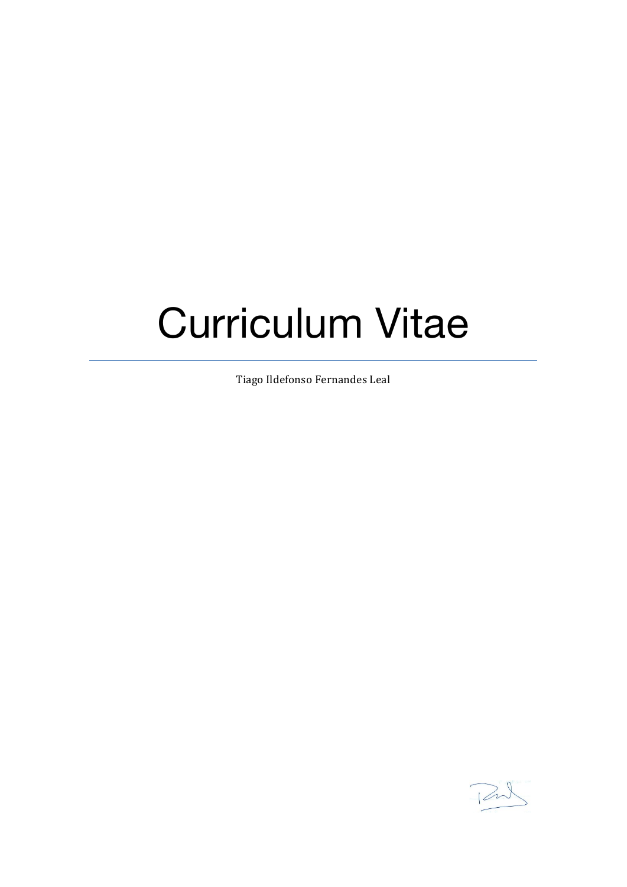# Curriculum Vitae

---

Tiago Ildefonso Fernandes Leal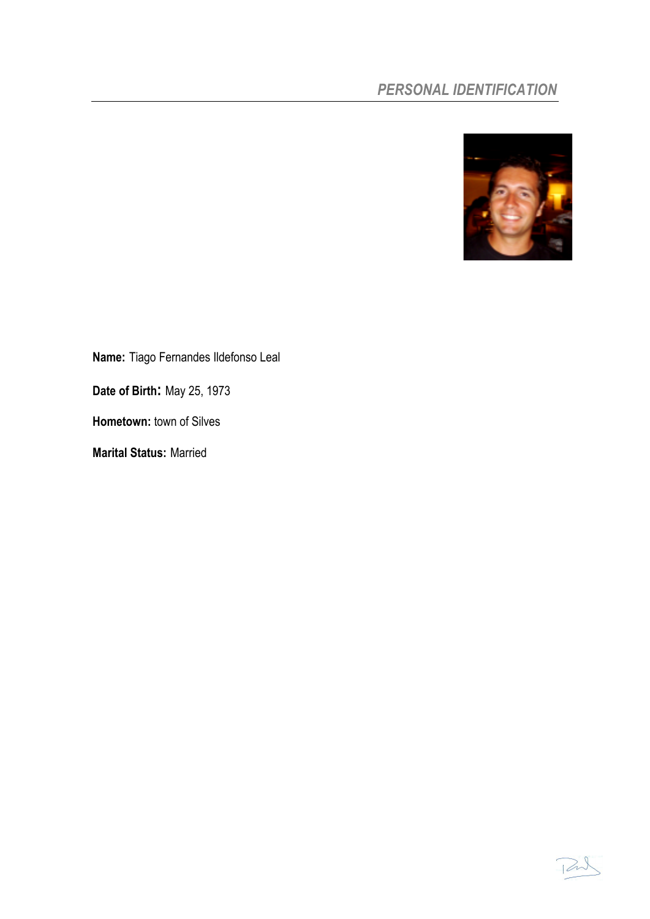## *PERSONAL IDENTIFICATION*

**Name:** Tiago Fernandes Ildefonso Leal

**Date of Birth:** May 25, 1973

**Hometown:** town of Silves

**Marital Status:** Married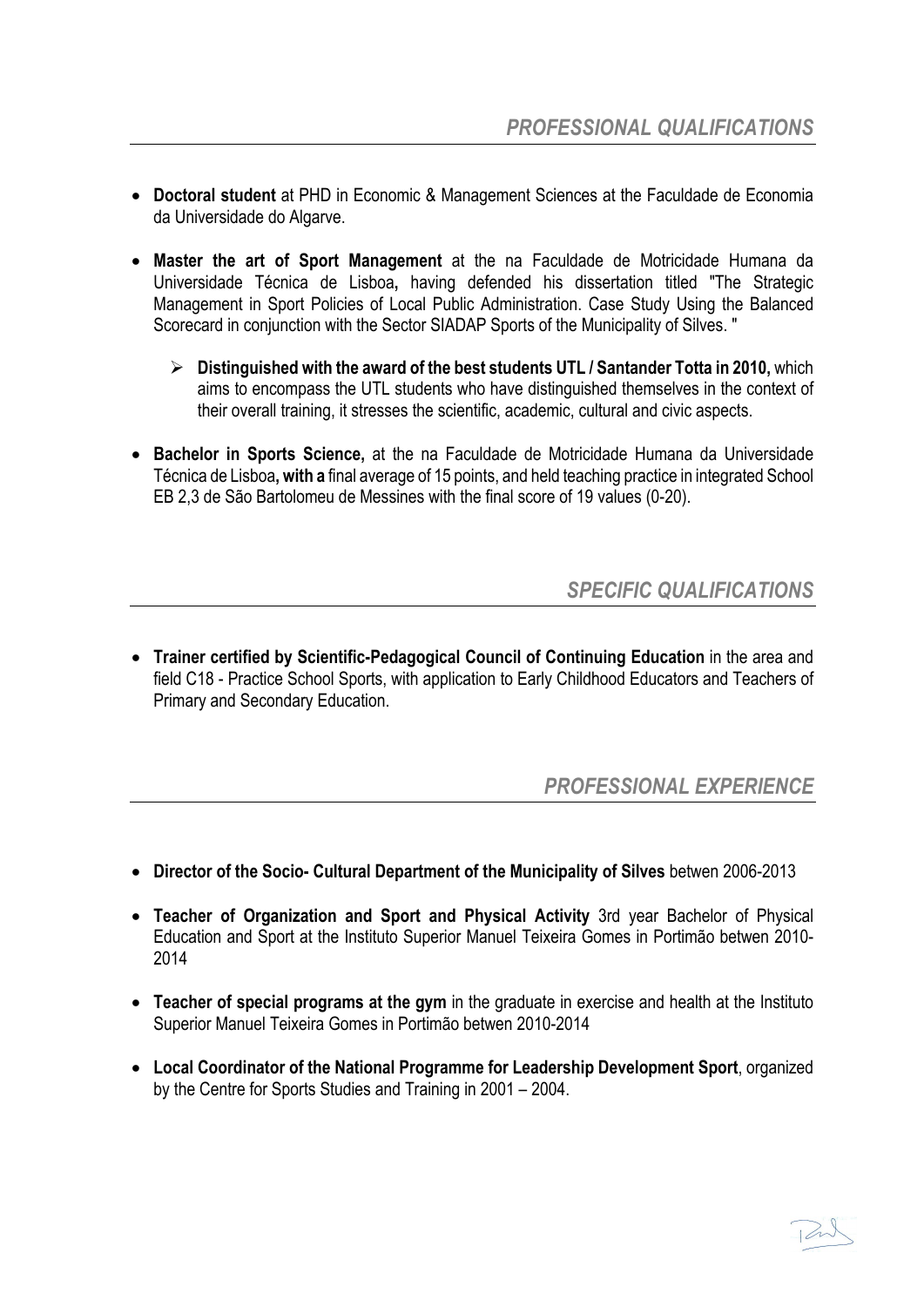## *PROFESSIONAL QUALIFICATIONS*

- **Doctoral student** at PHD in Economic & Management Sciences at the Faculdade de Economia da Universidade do Algarve.

- **Master the art of Sport Management** at the na Faculdade de Motricidade Humana da Universidade Técnica de Lisboa**,** having defended his dissertation titled "The Strategic Management in Sport Policies of Local Public Administration. Case Study Using the Balanced Scorecard in conjunction with the Sector SIADAP Sports of the Municipality of Silves. "

  - **Distinguished with the award of the best students UTL / Santander Totta in 2010,** which aims to encompass the UTL students who have distinguished themselves in the context of their overall training, it stresses the scientific, academic, cultural and civic aspects.

- **Bachelor in Sports Science,** at the na Faculdade de Motricidade Humana da Universidade Técnica de Lisboa**, with a** final average of 15 points, and held teaching practice in integrated School EB 2,3 de São Bartolomeu de Messines with the final score of 19 values (0-20).

## *SPECIFIC QUALIFICATIONS*

- **Trainer certified by Scientific-Pedagogical Council of Continuing Education** in the area and field C18 - Practice School Sports, with application to Early Childhood Educators and Teachers of Primary and Secondary Education.

## *PROFESSIONAL EXPERIENCE*

- **Director of the Socio- Cultural Department of the Municipality of Silves** betwen 2006-2013

- **Teacher of Organization and Sport and Physical Activity** 3rd year Bachelor of Physical Education and Sport at the Instituto Superior Manuel Teixeira Gomes in Portimão betwen 2010-2014

- **Teacher of special programs at the gym** in the graduate in exercise and health at the Instituto Superior Manuel Teixeira Gomes in Portimão betwen 2010-2014

- **Local Coordinator of the National Programme for Leadership Development Sport**, organized by the Centre for Sports Studies and Training in 2001 – 2004.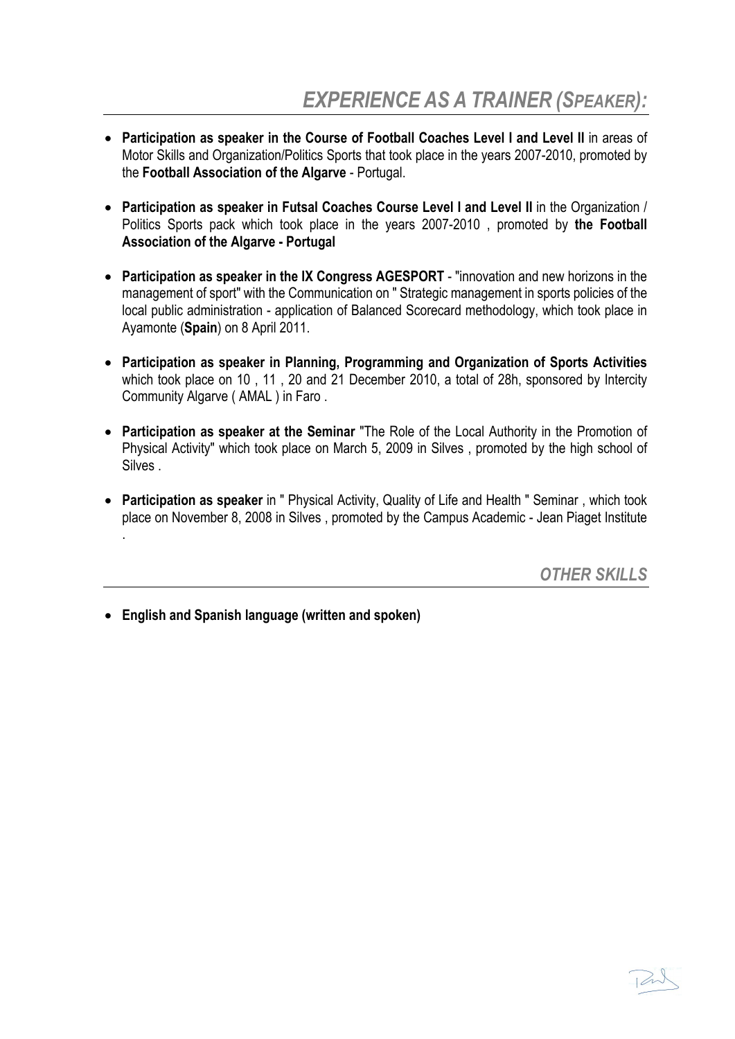## *EXPERIENCE AS A TRAINER (SPEAKER):*

- **Participation as speaker in the Course of Football Coaches Level I and Level II** in areas of Motor Skills and Organization/Politics Sports that took place in the years 2007-2010, promoted by the **Football Association of the Algarve** - Portugal.

- **Participation as speaker in Futsal Coaches Course Level I and Level II** in the Organization / Politics Sports pack which took place in the years 2007-2010 , promoted by **the Football Association of the Algarve - Portugal**

- **Participation as speaker in the IX Congress AGESPORT** - "innovation and new horizons in the management of sport" with the Communication on " Strategic management in sports policies of the local public administration - application of Balanced Scorecard methodology, which took place in Ayamonte (**Spain**) on 8 April 2011.

- **Participation as speaker in Planning, Programming and Organization of Sports Activities** which took place on 10 , 11 , 20 and 21 December 2010, a total of 28h, sponsored by Intercity Community Algarve ( AMAL ) in Faro .

- **Participation as speaker at the Seminar** "The Role of the Local Authority in the Promotion of Physical Activity" which took place on March 5, 2009 in Silves , promoted by the high school of Silves .

- **Participation as speaker** in " Physical Activity, Quality of Life and Health " Seminar , which took place on November 8, 2008 in Silves , promoted by the Campus Academic - Jean Piaget Institute .

## *OTHER SKILLS*

- **English and Spanish language (written and spoken)**